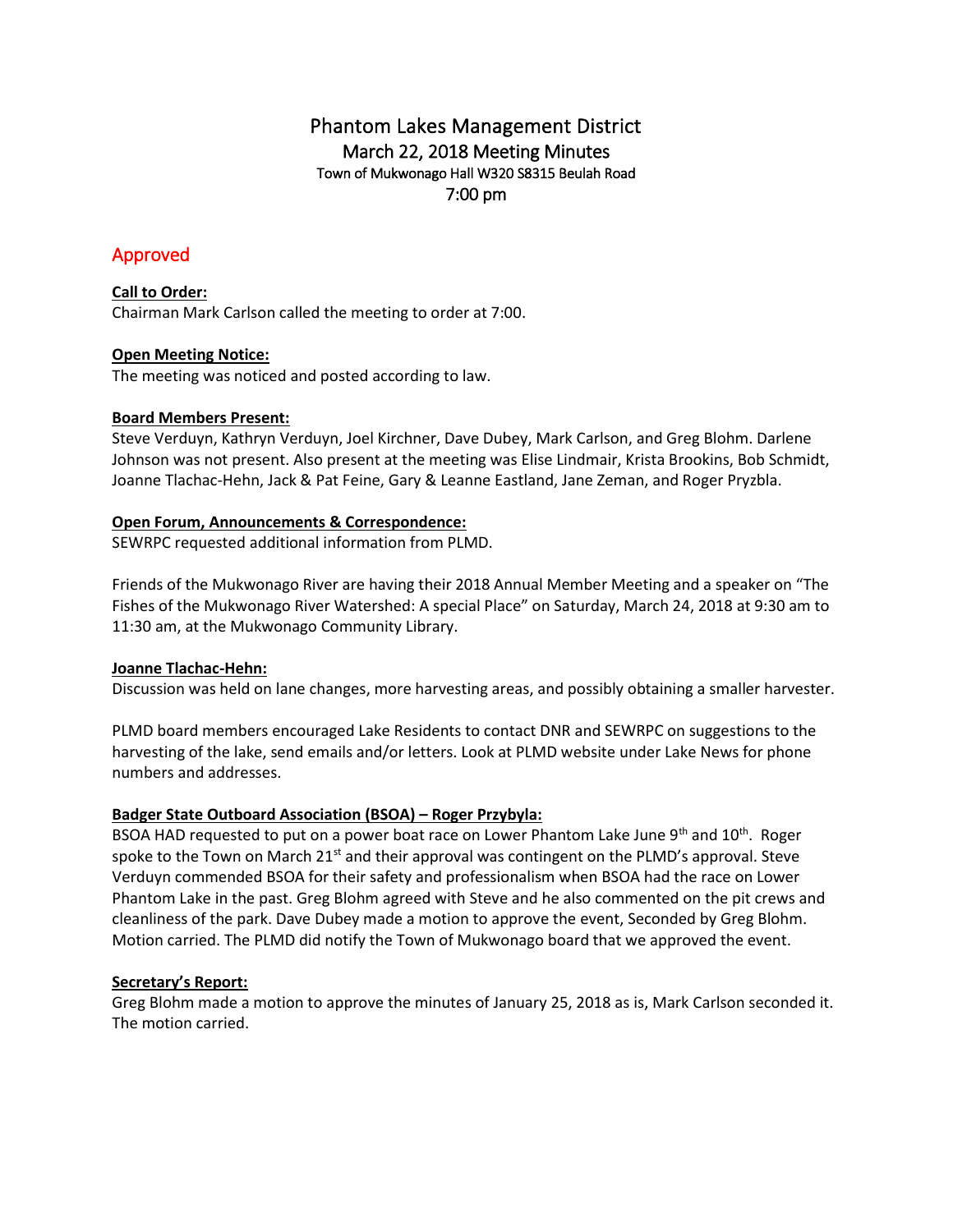# Phantom Lakes Management District

## March 22, 2018 Meeting Minutes

### Town of Mukwonago Hall W320 S8315 Beulah Road

### 7:00 pm

Approved

**Call to Order:**

Chairman Mark Carlson called the meeting to order at 7:00.

**Open Meeting Notice:**

The meeting was noticed and posted according to law.

**Board Members Present:**

Steve Verduyn, Kathryn Verduyn, Joel Kirchner, Dave Dubey, Mark Carlson, and Greg Blohm. Darlene Johnson was not present. Also present at the meeting was Elise Lindmair, Krista Brookins, Bob Schmidt, Joanne Tlachac-Hehn, Jack & Pat Feine, Gary & Leanne Eastland, Jane Zeman, and Roger Pryzbla.

**Open Forum, Announcements & Correspondence:**

SEWRPC requested additional information from PLMD.

Friends of the Mukwonago River are having their 2018 Annual Member Meeting and a speaker on "The Fishes of the Mukwonago River Watershed: A special Place" on Saturday, March 24, 2018 at 9:30 am to 11:30 am, at the Mukwonago Community Library.

**Joanne Tlachac-Hehn:**

Discussion was held on lane changes, more harvesting areas, and possibly obtaining a smaller harvester.

PLMD board members encouraged Lake Residents to contact DNR and SEWRPC on suggestions to the harvesting of the lake, send emails and/or letters. Look at PLMD website under Lake News for phone numbers and addresses.

**Badger State Outboard Association (BSOA) – Roger Przybyla:**

BSOA HAD requested to put on a power boat race on Lower Phantom Lake June 9th and 10th. Roger spoke to the Town on March 21st and their approval was contingent on the PLMD's approval. Steve Verduyn commended BSOA for their safety and professionalism when BSOA had the race on Lower Phantom Lake in the past. Greg Blohm agreed with Steve and he also commented on the pit crews and cleanliness of the park. Dave Dubey made a motion to approve the event, Seconded by Greg Blohm. Motion carried. The PLMD did notify the Town of Mukwonago board that we approved the event.

**Secretary's Report:**

Greg Blohm made a motion to approve the minutes of January 25, 2018 as is, Mark Carlson seconded it. The motion carried.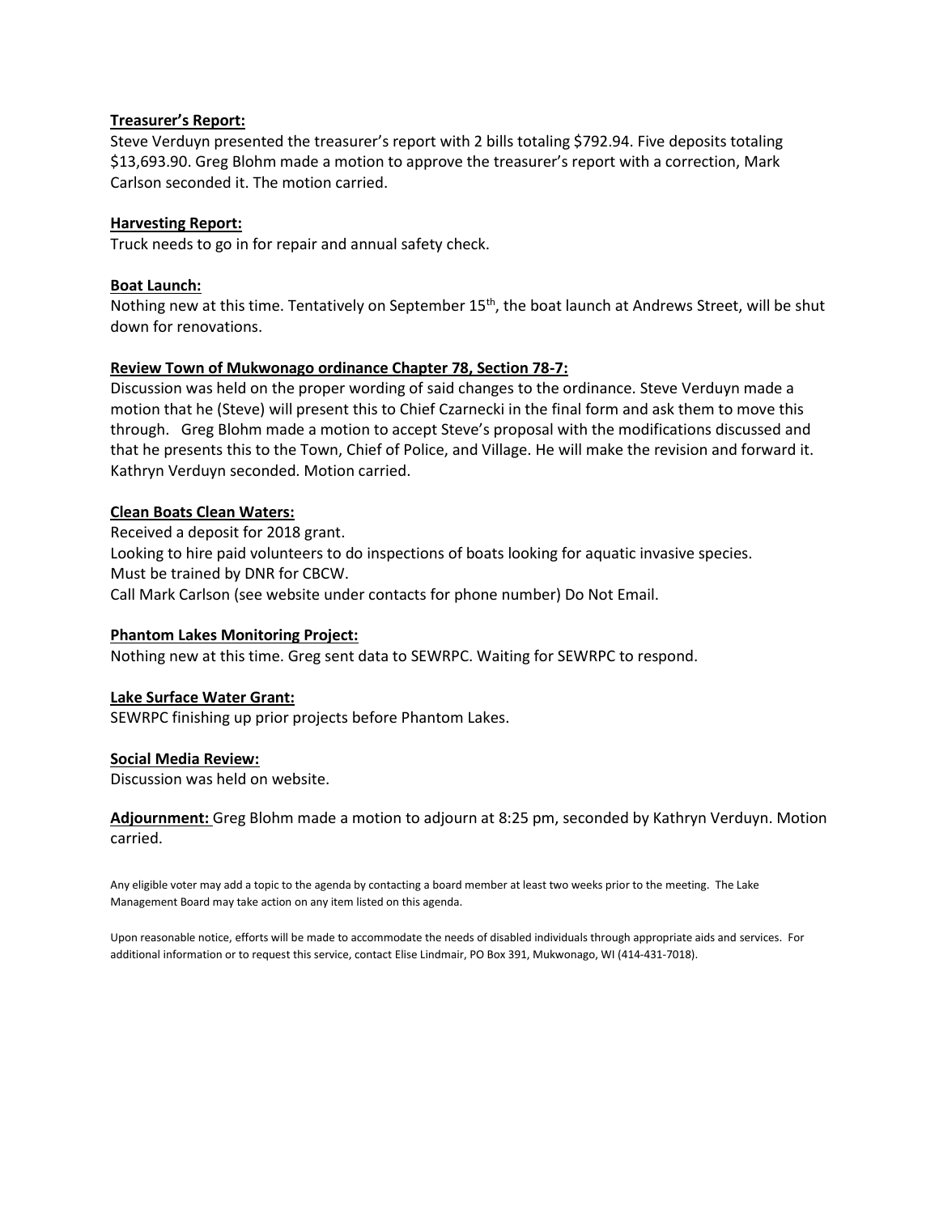**Treasurer's Report:**
Steve Verduyn presented the treasurer's report with 2 bills totaling $792.94. Five deposits totaling $13,693.90. Greg Blohm made a motion to approve the treasurer's report with a correction, Mark Carlson seconded it. The motion carried.

**Harvesting Report:**
Truck needs to go in for repair and annual safety check.

**Boat Launch:**
Nothing new at this time. Tentatively on September 15th, the boat launch at Andrews Street, will be shut down for renovations.

**Review Town of Mukwonago ordinance Chapter 78, Section 78-7:**
Discussion was held on the proper wording of said changes to the ordinance. Steve Verduyn made a motion that he (Steve) will present this to Chief Czarnecki in the final form and ask them to move this through. Greg Blohm made a motion to accept Steve's proposal with the modifications discussed and that he presents this to the Town, Chief of Police, and Village. He will make the revision and forward it. Kathryn Verduyn seconded. Motion carried.

**Clean Boats Clean Waters:**
Received a deposit for 2018 grant.
Looking to hire paid volunteers to do inspections of boats looking for aquatic invasive species.
Must be trained by DNR for CBCW.
Call Mark Carlson (see website under contacts for phone number) Do Not Email.

**Phantom Lakes Monitoring Project:**
Nothing new at this time. Greg sent data to SEWRPC. Waiting for SEWRPC to respond.

**Lake Surface Water Grant:**
SEWRPC finishing up prior projects before Phantom Lakes.

**Social Media Review:**
Discussion was held on website.

**Adjournment:** Greg Blohm made a motion to adjourn at 8:25 pm, seconded by Kathryn Verduyn. Motion carried.

Any eligible voter may add a topic to the agenda by contacting a board member at least two weeks prior to the meeting. The Lake Management Board may take action on any item listed on this agenda.

Upon reasonable notice, efforts will be made to accommodate the needs of disabled individuals through appropriate aids and services. For additional information or to request this service, contact Elise Lindmair, PO Box 391, Mukwonago, WI (414-431-7018).